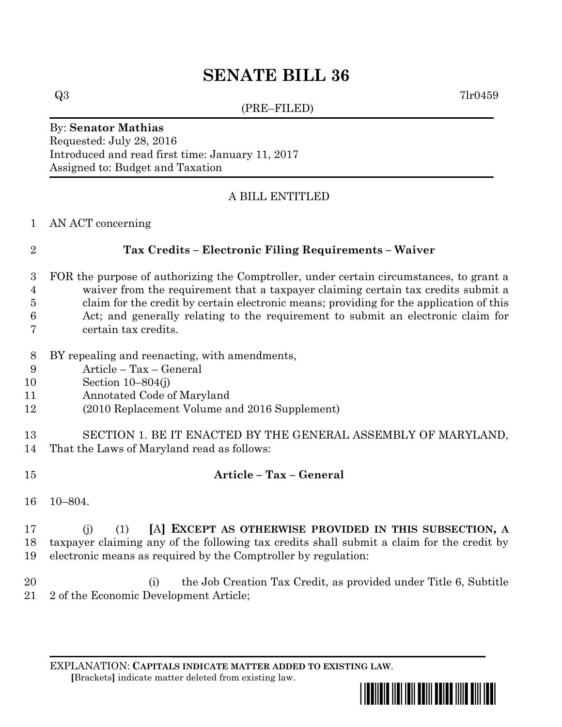# SENATE BILL 36

Q3 7lr0459

(PRE–FILED)

By: **Senator Mathias**
Requested: July 28, 2016
Introduced and read first time: January 11, 2017
Assigned to: Budget and Taxation

A BILL ENTITLED

1 AN ACT concerning

2 **Tax Credits – Electronic Filing Requirements – Waiver**

3 FOR the purpose of authorizing the Comptroller, under certain circumstances, to grant a
4 waiver from the requirement that a taxpayer claiming certain tax credits submit a
5 claim for the credit by certain electronic means; providing for the application of this
6 Act; and generally relating to the requirement to submit an electronic claim for
7 certain tax credits.

8 BY repealing and reenacting, with amendments,
9 Article – Tax – General
10 Section 10–804(j)
11 Annotated Code of Maryland
12 (2010 Replacement Volume and 2016 Supplement)

13 SECTION 1. BE IT ENACTED BY THE GENERAL ASSEMBLY OF MARYLAND,
14 That the Laws of Maryland read as follows:

15 **Article – Tax – General**

16 10–804.

17 (j) (1) **[**A**] EXCEPT AS OTHERWISE PROVIDED IN THIS SUBSECTION, A**
18 taxpayer claiming any of the following tax credits shall submit a claim for the credit by
19 electronic means as required by the Comptroller by regulation:

20 (i) the Job Creation Tax Credit, as provided under Title 6, Subtitle
21 2 of the Economic Development Article;

EXPLANATION: **CAPITALS INDICATE MATTER ADDED TO EXISTING LAW.**
**[**Brackets**]** indicate matter deleted from existing law.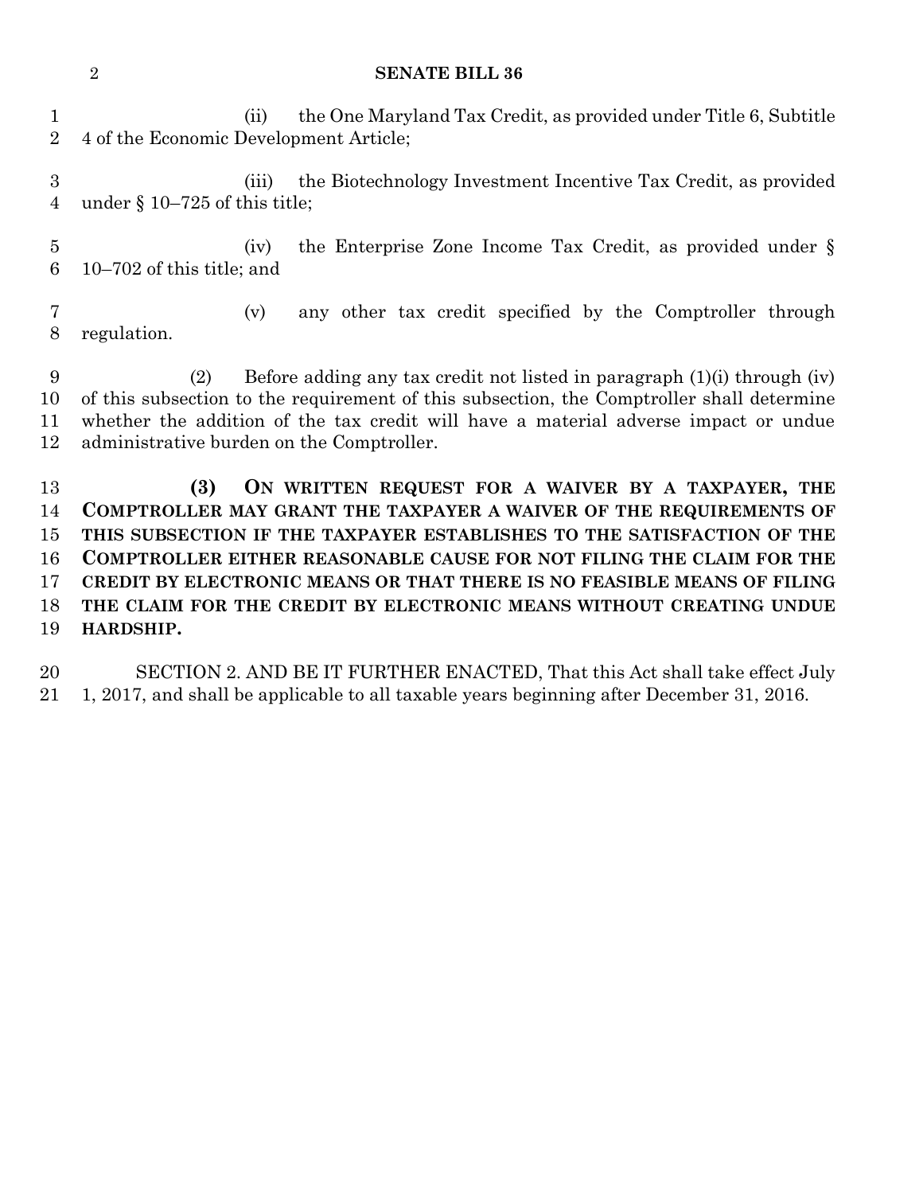(ii) the One Maryland Tax Credit, as provided under Title 6, Subtitle 4 of the Economic Development Article;

(iii) the Biotechnology Investment Incentive Tax Credit, as provided under § 10–725 of this title;

(iv) the Enterprise Zone Income Tax Credit, as provided under § 10–702 of this title; and

(v) any other tax credit specified by the Comptroller through regulation.

(2) Before adding any tax credit not listed in paragraph (1)(i) through (iv) of this subsection to the requirement of this subsection, the Comptroller shall determine whether the addition of the tax credit will have a material adverse impact or undue administrative burden on the Comptroller.

**(3) ON WRITTEN REQUEST FOR A WAIVER BY A TAXPAYER, THE COMPTROLLER MAY GRANT THE TAXPAYER A WAIVER OF THE REQUIREMENTS OF THIS SUBSECTION IF THE TAXPAYER ESTABLISHES TO THE SATISFACTION OF THE COMPTROLLER EITHER REASONABLE CAUSE FOR NOT FILING THE CLAIM FOR THE CREDIT BY ELECTRONIC MEANS OR THAT THERE IS NO FEASIBLE MEANS OF FILING THE CLAIM FOR THE CREDIT BY ELECTRONIC MEANS WITHOUT CREATING UNDUE HARDSHIP.**

SECTION 2. AND BE IT FURTHER ENACTED, That this Act shall take effect July 1, 2017, and shall be applicable to all taxable years beginning after December 31, 2016.